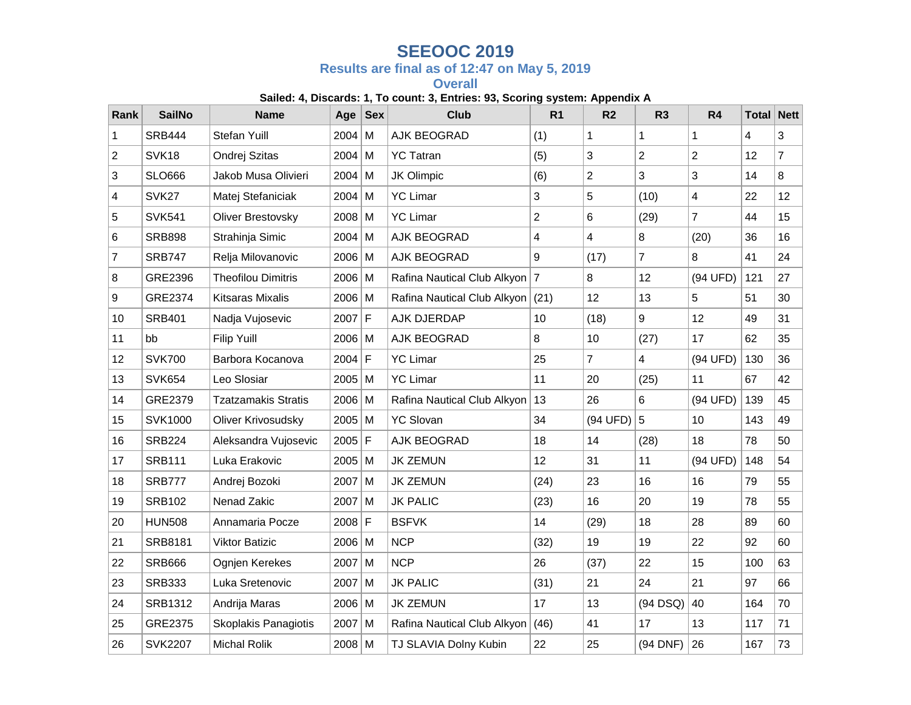# SEEOOC 2019

## Results are final as of 12:47 on May 5, 2019

## Overall

**Sailed: 4, Discards: 1, To count: 3, Entries: 93, Scoring system: Appendix A**

| Rank | SailNo | Name | Age | Sex | Club | R1 | R2 | R3 | R4 | Total | Nett |
|---|---|---|---|---|---|---|---|---|---|---|---|
| 1 | SRB444 | Stefan Yuill | 2004 | M | AJK BEOGRAD | (1) | 1 | 1 | 1 | 4 | 3 |
| 2 | SVK18 | Ondrej Szitas | 2004 | M | YC Tatran | (5) | 3 | 2 | 2 | 12 | 7 |
| 3 | SLO666 | Jakob Musa Olivieri | 2004 | M | JK Olimpic | (6) | 2 | 3 | 3 | 14 | 8 |
| 4 | SVK27 | Matej Stefaniciak | 2004 | M | YC Limar | 3 | 5 | (10) | 4 | 22 | 12 |
| 5 | SVK541 | Oliver Brestovsky | 2008 | M | YC Limar | 2 | 6 | (29) | 7 | 44 | 15 |
| 6 | SRB898 | Strahinja Simic | 2004 | M | AJK BEOGRAD | 4 | 4 | 8 | (20) | 36 | 16 |
| 7 | SRB747 | Relja Milovanovic | 2006 | M | AJK BEOGRAD | 9 | (17) | 7 | 8 | 41 | 24 |
| 8 | GRE2396 | Theofilou Dimitris | 2006 | M | Rafina Nautical Club Alkyon | 7 | 8 | 12 | (94 UFD) | 121 | 27 |
| 9 | GRE2374 | Kitsaras Mixalis | 2006 | M | Rafina Nautical Club Alkyon | (21) | 12 | 13 | 5 | 51 | 30 |
| 10 | SRB401 | Nadja Vujosevic | 2007 | F | AJK DJERDAP | 10 | (18) | 9 | 12 | 49 | 31 |
| 11 | bb | Filip Yuill | 2006 | M | AJK BEOGRAD | 8 | 10 | (27) | 17 | 62 | 35 |
| 12 | SVK700 | Barbora Kocanova | 2004 | F | YC Limar | 25 | 7 | 4 | (94 UFD) | 130 | 36 |
| 13 | SVK654 | Leo Slosiar | 2005 | M | YC Limar | 11 | 20 | (25) | 11 | 67 | 42 |
| 14 | GRE2379 | Tzatzamakis Stratis | 2006 | M | Rafina Nautical Club Alkyon | 13 | 26 | 6 | (94 UFD) | 139 | 45 |
| 15 | SVK1000 | Oliver Krivosudsky | 2005 | M | YC Slovan | 34 | (94 UFD) | 5 | 10 | 143 | 49 |
| 16 | SRB224 | Aleksandra Vujosevic | 2005 | F | AJK BEOGRAD | 18 | 14 | (28) | 18 | 78 | 50 |
| 17 | SRB111 | Luka Erakovic | 2005 | M | JK ZEMUN | 12 | 31 | 11 | (94 UFD) | 148 | 54 |
| 18 | SRB777 | Andrej Bozoki | 2007 | M | JK ZEMUN | (24) | 23 | 16 | 16 | 79 | 55 |
| 19 | SRB102 | Nenad Zakic | 2007 | M | JK PALIC | (23) | 16 | 20 | 19 | 78 | 55 |
| 20 | HUN508 | Annamaria Pocze | 2008 | F | BSFVK | 14 | (29) | 18 | 28 | 89 | 60 |
| 21 | SRB8181 | Viktor Batizic | 2006 | M | NCP | (32) | 19 | 19 | 22 | 92 | 60 |
| 22 | SRB666 | Ognjen Kerekes | 2007 | M | NCP | 26 | (37) | 22 | 15 | 100 | 63 |
| 23 | SRB333 | Luka Sretenovic | 2007 | M | JK PALIC | (31) | 21 | 24 | 21 | 97 | 66 |
| 24 | SRB1312 | Andrija Maras | 2006 | M | JK ZEMUN | 17 | 13 | (94 DSQ) | 40 | 164 | 70 |
| 25 | GRE2375 | Skoplakis Panagiotis | 2007 | M | Rafina Nautical Club Alkyon | (46) | 41 | 17 | 13 | 117 | 71 |
| 26 | SVK2207 | Michal Rolik | 2008 | M | TJ SLAVIA Dolny Kubin | 22 | 25 | (94 DNF) | 26 | 167 | 73 |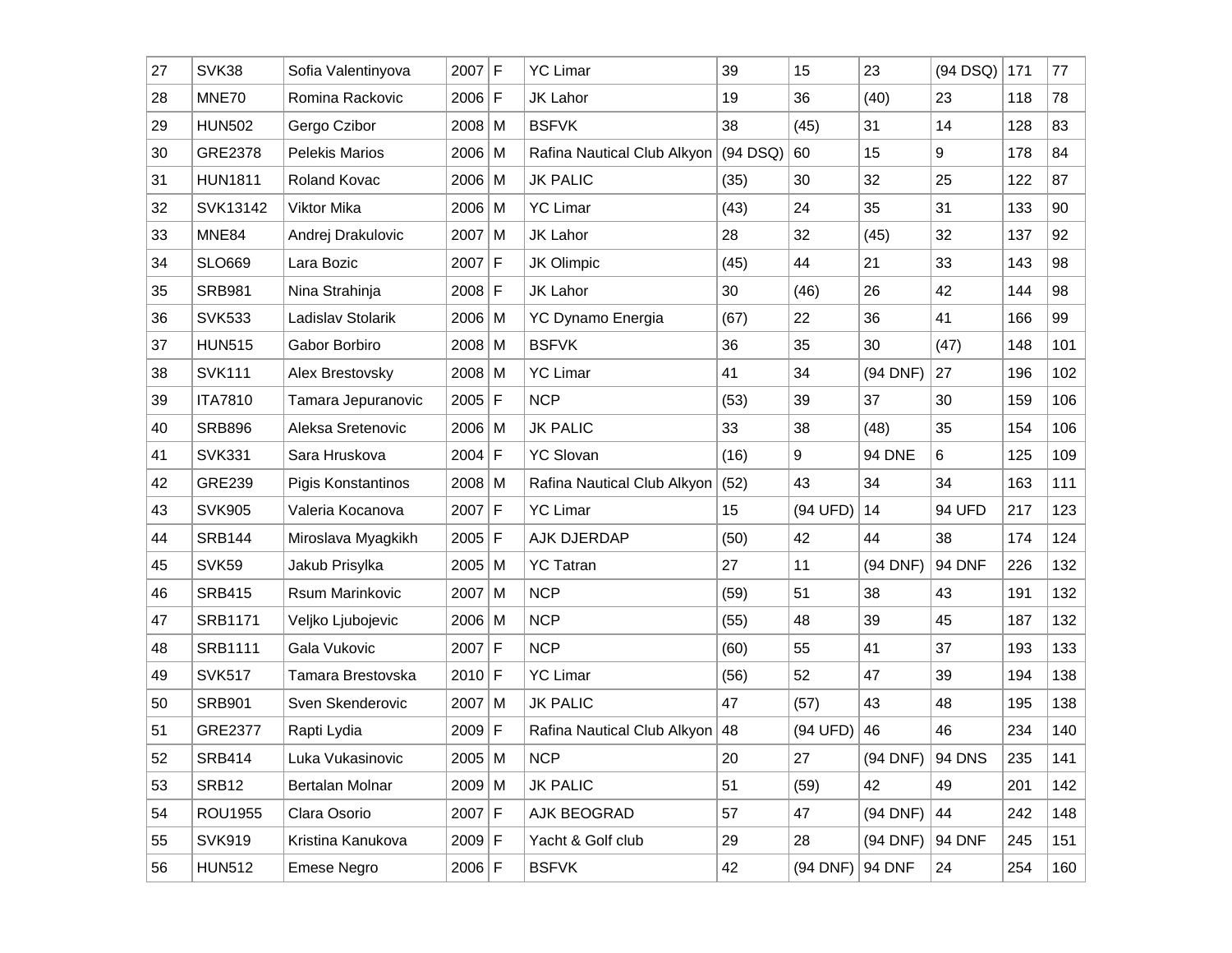| | | | | | | | | | | | |
|---|---|---|---|---|---|---|---|---|---|---|---|
| 27 | SVK38 | Sofia Valentinyova | 2007 | F | YC Limar | 39 | 15 | 23 | (94 DSQ) | 171 | 77 |
| 28 | MNE70 | Romina Rackovic | 2006 | F | JK Lahor | 19 | 36 | (40) | 23 | 118 | 78 |
| 29 | HUN502 | Gergo Czibor | 2008 | M | BSFVK | 38 | (45) | 31 | 14 | 128 | 83 |
| 30 | GRE2378 | Pelekis Marios | 2006 | M | Rafina Nautical Club Alkyon | (94 DSQ) | 60 | 15 | 9 | 178 | 84 |
| 31 | HUN1811 | Roland Kovac | 2006 | M | JK PALIC | (35) | 30 | 32 | 25 | 122 | 87 |
| 32 | SVK13142 | Viktor Mika | 2006 | M | YC Limar | (43) | 24 | 35 | 31 | 133 | 90 |
| 33 | MNE84 | Andrej Drakulovic | 2007 | M | JK Lahor | 28 | 32 | (45) | 32 | 137 | 92 |
| 34 | SLO669 | Lara Bozic | 2007 | F | JK Olimpic | (45) | 44 | 21 | 33 | 143 | 98 |
| 35 | SRB981 | Nina Strahinja | 2008 | F | JK Lahor | 30 | (46) | 26 | 42 | 144 | 98 |
| 36 | SVK533 | Ladislav Stolarik | 2006 | M | YC Dynamo Energia | (67) | 22 | 36 | 41 | 166 | 99 |
| 37 | HUN515 | Gabor Borbiro | 2008 | M | BSFVK | 36 | 35 | 30 | (47) | 148 | 101 |
| 38 | SVK111 | Alex Brestovsky | 2008 | M | YC Limar | 41 | 34 | (94 DNF) | 27 | 196 | 102 |
| 39 | ITA7810 | Tamara Jepuranovic | 2005 | F | NCP | (53) | 39 | 37 | 30 | 159 | 106 |
| 40 | SRB896 | Aleksa Sretenovic | 2006 | M | JK PALIC | 33 | 38 | (48) | 35 | 154 | 106 |
| 41 | SVK331 | Sara Hruskova | 2004 | F | YC Slovan | (16) | 9 | 94 DNE | 6 | 125 | 109 |
| 42 | GRE239 | Pigis Konstantinos | 2008 | M | Rafina Nautical Club Alkyon | (52) | 43 | 34 | 34 | 163 | 111 |
| 43 | SVK905 | Valeria Kocanova | 2007 | F | YC Limar | 15 | (94 UFD) | 14 | 94 UFD | 217 | 123 |
| 44 | SRB144 | Miroslava Myagkikh | 2005 | F | AJK DJERDAP | (50) | 42 | 44 | 38 | 174 | 124 |
| 45 | SVK59 | Jakub Prisylka | 2005 | M | YC Tatran | 27 | 11 | (94 DNF) | 94 DNF | 226 | 132 |
| 46 | SRB415 | Rsum Marinkovic | 2007 | M | NCP | (59) | 51 | 38 | 43 | 191 | 132 |
| 47 | SRB1171 | Veljko Ljubojevic | 2006 | M | NCP | (55) | 48 | 39 | 45 | 187 | 132 |
| 48 | SRB1111 | Gala Vukovic | 2007 | F | NCP | (60) | 55 | 41 | 37 | 193 | 133 |
| 49 | SVK517 | Tamara Brestovska | 2010 | F | YC Limar | (56) | 52 | 47 | 39 | 194 | 138 |
| 50 | SRB901 | Sven Skenderovic | 2007 | M | JK PALIC | 47 | (57) | 43 | 48 | 195 | 138 |
| 51 | GRE2377 | Rapti Lydia | 2009 | F | Rafina Nautical Club Alkyon | 48 | (94 UFD) | 46 | 46 | 234 | 140 |
| 52 | SRB414 | Luka Vukasinovic | 2005 | M | NCP | 20 | 27 | (94 DNF) | 94 DNS | 235 | 141 |
| 53 | SRB12 | Bertalan Molnar | 2009 | M | JK PALIC | 51 | (59) | 42 | 49 | 201 | 142 |
| 54 | ROU1955 | Clara Osorio | 2007 | F | AJK BEOGRAD | 57 | 47 | (94 DNF) | 44 | 242 | 148 |
| 55 | SVK919 | Kristina Kanukova | 2009 | F | Yacht & Golf club | 29 | 28 | (94 DNF) | 94 DNF | 245 | 151 |
| 56 | HUN512 | Emese Negro | 2006 | F | BSFVK | 42 | (94 DNF) | 94 DNF | 24 | 254 | 160 |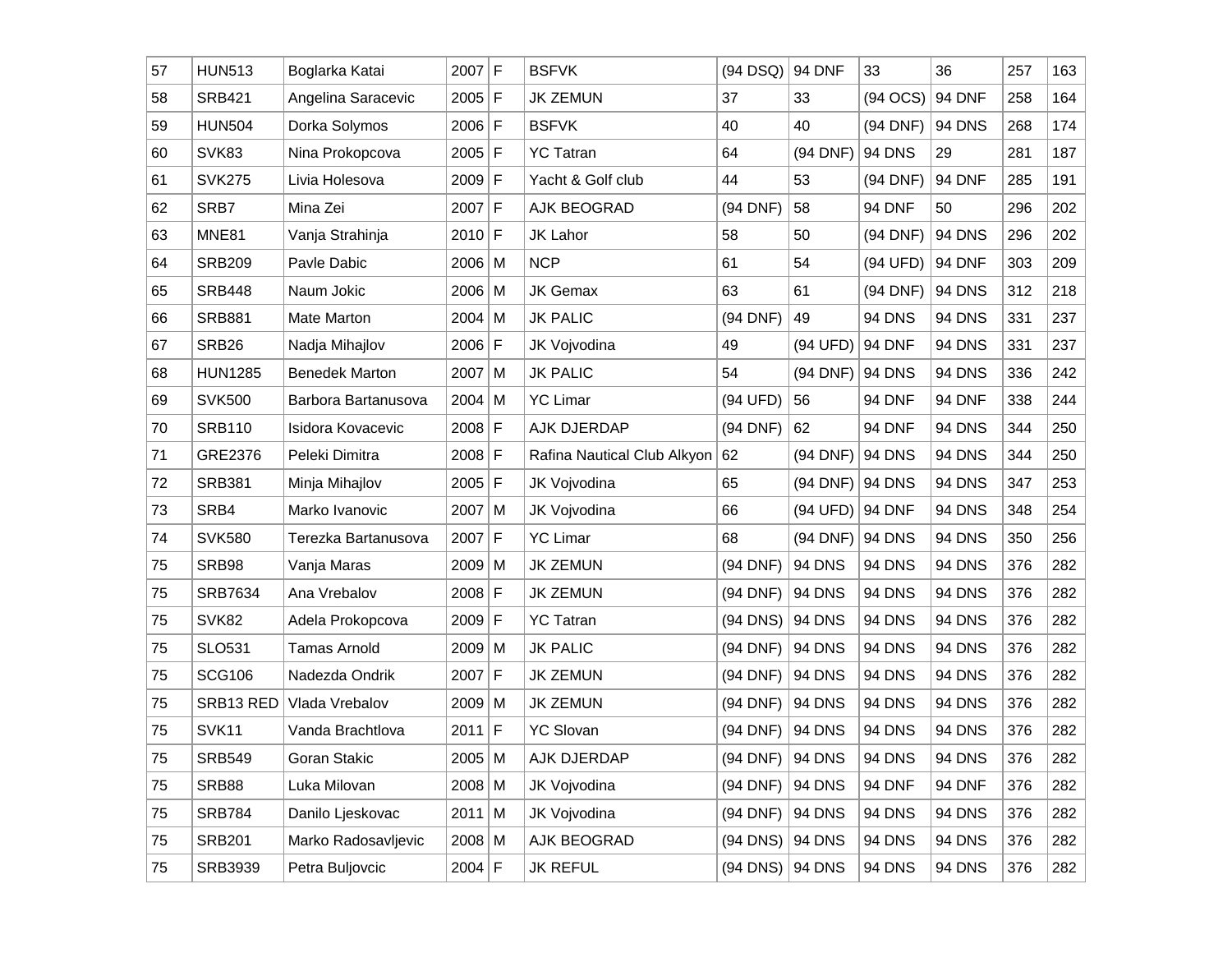| 57 | HUN513 | Boglarka Katai | 2007 | F | BSFVK | (94 DSQ) | 94 DNF | 33 | 36 | 257 | 163 |
|---|---|---|---|---|---|---|---|---|---|---|---|
| 58 | SRB421 | Angelina Saracevic | 2005 | F | JK ZEMUN | 37 | 33 | (94 OCS) | 94 DNF | 258 | 164 |
| 59 | HUN504 | Dorka Solymos | 2006 | F | BSFVK | 40 | 40 | (94 DNF) | 94 DNS | 268 | 174 |
| 60 | SVK83 | Nina Prokopcova | 2005 | F | YC Tatran | 64 | (94 DNF) | 94 DNS | 29 | 281 | 187 |
| 61 | SVK275 | Livia Holesova | 2009 | F | Yacht & Golf club | 44 | 53 | (94 DNF) | 94 DNF | 285 | 191 |
| 62 | SRB7 | Mina Zei | 2007 | F | AJK BEOGRAD | (94 DNF) | 58 | 94 DNF | 50 | 296 | 202 |
| 63 | MNE81 | Vanja Strahinja | 2010 | F | JK Lahor | 58 | 50 | (94 DNF) | 94 DNS | 296 | 202 |
| 64 | SRB209 | Pavle Dabic | 2006 | M | NCP | 61 | 54 | (94 UFD) | 94 DNF | 303 | 209 |
| 65 | SRB448 | Naum Jokic | 2006 | M | JK Gemax | 63 | 61 | (94 DNF) | 94 DNS | 312 | 218 |
| 66 | SRB881 | Mate Marton | 2004 | M | JK PALIC | (94 DNF) | 49 | 94 DNS | 94 DNS | 331 | 237 |
| 67 | SRB26 | Nadja Mihajlov | 2006 | F | JK Vojvodina | 49 | (94 UFD) | 94 DNF | 94 DNS | 331 | 237 |
| 68 | HUN1285 | Benedek Marton | 2007 | M | JK PALIC | 54 | (94 DNF) | 94 DNS | 94 DNS | 336 | 242 |
| 69 | SVK500 | Barbora Bartanusova | 2004 | M | YC Limar | (94 UFD) | 56 | 94 DNF | 94 DNF | 338 | 244 |
| 70 | SRB110 | Isidora Kovacevic | 2008 | F | AJK DJERDAP | (94 DNF) | 62 | 94 DNF | 94 DNS | 344 | 250 |
| 71 | GRE2376 | Peleki Dimitra | 2008 | F | Rafina Nautical Club Alkyon | 62 | (94 DNF) | 94 DNS | 94 DNS | 344 | 250 |
| 72 | SRB381 | Minja Mihajlov | 2005 | F | JK Vojvodina | 65 | (94 DNF) | 94 DNS | 94 DNS | 347 | 253 |
| 73 | SRB4 | Marko Ivanovic | 2007 | M | JK Vojvodina | 66 | (94 UFD) | 94 DNF | 94 DNS | 348 | 254 |
| 74 | SVK580 | Terezka Bartanusova | 2007 | F | YC Limar | 68 | (94 DNF) | 94 DNS | 94 DNS | 350 | 256 |
| 75 | SRB98 | Vanja Maras | 2009 | M | JK ZEMUN | (94 DNF) | 94 DNS | 94 DNS | 94 DNS | 376 | 282 |
| 75 | SRB7634 | Ana Vrebalov | 2008 | F | JK ZEMUN | (94 DNF) | 94 DNS | 94 DNS | 94 DNS | 376 | 282 |
| 75 | SVK82 | Adela Prokopcova | 2009 | F | YC Tatran | (94 DNS) | 94 DNS | 94 DNS | 94 DNS | 376 | 282 |
| 75 | SLO531 | Tamas Arnold | 2009 | M | JK PALIC | (94 DNF) | 94 DNS | 94 DNS | 94 DNS | 376 | 282 |
| 75 | SCG106 | Nadezda Ondrik | 2007 | F | JK ZEMUN | (94 DNF) | 94 DNS | 94 DNS | 94 DNS | 376 | 282 |
| 75 | SRB13 RED | Vlada Vrebalov | 2009 | M | JK ZEMUN | (94 DNF) | 94 DNS | 94 DNS | 94 DNS | 376 | 282 |
| 75 | SVK11 | Vanda Brachtlova | 2011 | F | YC Slovan | (94 DNF) | 94 DNS | 94 DNS | 94 DNS | 376 | 282 |
| 75 | SRB549 | Goran Stakic | 2005 | M | AJK DJERDAP | (94 DNF) | 94 DNS | 94 DNS | 94 DNS | 376 | 282 |
| 75 | SRB88 | Luka Milovan | 2008 | M | JK Vojvodina | (94 DNF) | 94 DNS | 94 DNF | 94 DNF | 376 | 282 |
| 75 | SRB784 | Danilo Ljeskovac | 2011 | M | JK Vojvodina | (94 DNF) | 94 DNS | 94 DNS | 94 DNS | 376 | 282 |
| 75 | SRB201 | Marko Radosavljevic | 2008 | M | AJK BEOGRAD | (94 DNS) | 94 DNS | 94 DNS | 94 DNS | 376 | 282 |
| 75 | SRB3939 | Petra Buljovcic | 2004 | F | JK REFUL | (94 DNS) | 94 DNS | 94 DNS | 94 DNS | 376 | 282 |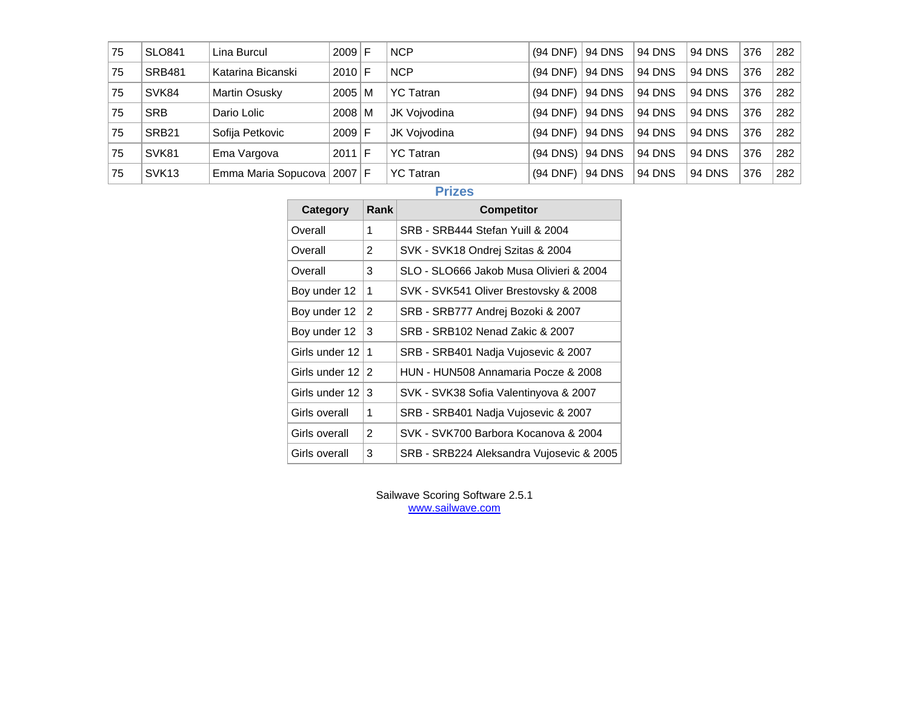| | | | | | | | | | | | |
|---|---|---|---|---|---|---|---|---|---|---|---|
| 75 | SLO841 | Lina Burcul | 2009 | F | NCP | (94 DNF) | 94 DNS | 94 DNS | 94 DNS | 376 | 282 |
| 75 | SRB481 | Katarina Bicanski | 2010 | F | NCP | (94 DNF) | 94 DNS | 94 DNS | 94 DNS | 376 | 282 |
| 75 | SVK84 | Martin Osusky | 2005 | M | YC Tatran | (94 DNF) | 94 DNS | 94 DNS | 94 DNS | 376 | 282 |
| 75 | SRB | Dario Lolic | 2008 | M | JK Vojvodina | (94 DNF) | 94 DNS | 94 DNS | 94 DNS | 376 | 282 |
| 75 | SRB21 | Sofija Petkovic | 2009 | F | JK Vojvodina | (94 DNF) | 94 DNS | 94 DNS | 94 DNS | 376 | 282 |
| 75 | SVK81 | Ema Vargova | 2011 | F | YC Tatran | (94 DNS) | 94 DNS | 94 DNS | 94 DNS | 376 | 282 |
| 75 | SVK13 | Emma Maria Sopucova | 2007 | F | YC Tatran | (94 DNF) | 94 DNS | 94 DNS | 94 DNS | 376 | 282 |

## Prizes

| Category | Rank | Competitor |
|---|---|---|
| Overall | 1 | SRB - SRB444 Stefan Yuill & 2004 |
| Overall | 2 | SVK - SVK18 Ondrej Szitas & 2004 |
| Overall | 3 | SLO - SLO666 Jakob Musa Olivieri & 2004 |
| Boy under 12 | 1 | SVK - SVK541 Oliver Brestovsky & 2008 |
| Boy under 12 | 2 | SRB - SRB777 Andrej Bozoki & 2007 |
| Boy under 12 | 3 | SRB - SRB102 Nenad Zakic & 2007 |
| Girls under 12 | 1 | SRB - SRB401 Nadja Vujosevic & 2007 |
| Girls under 12 | 2 | HUN - HUN508 Annamaria Pocze & 2008 |
| Girls under 12 | 3 | SVK - SVK38 Sofia Valentinyova & 2007 |
| Girls overall | 1 | SRB - SRB401 Nadja Vujosevic & 2007 |
| Girls overall | 2 | SVK - SVK700 Barbora Kocanova & 2004 |
| Girls overall | 3 | SRB - SRB224 Aleksandra Vujosevic & 2005 |

Sailwave Scoring Software 2.5.1
www.sailwave.com